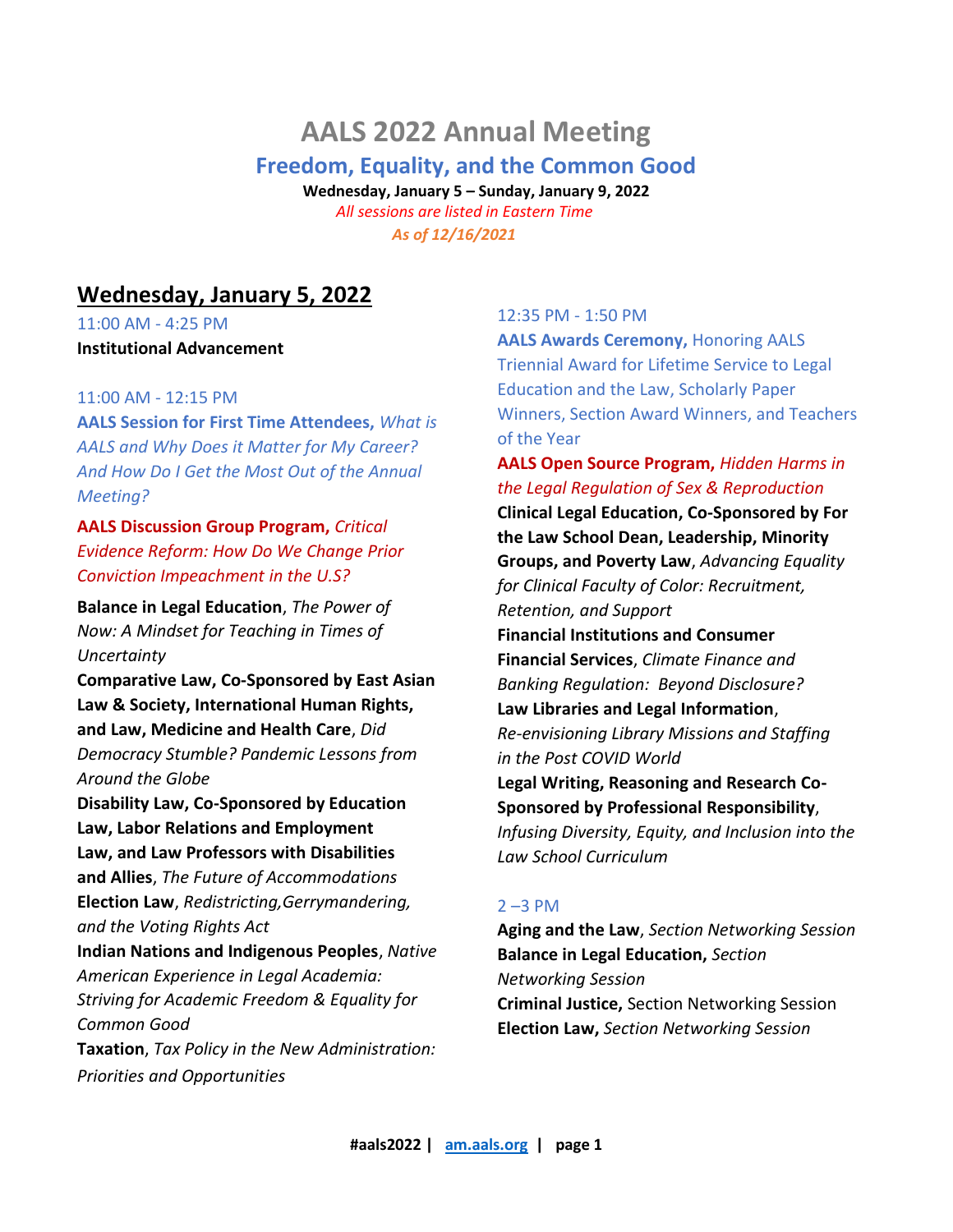# AALS 2022 Annual Meeting

## Freedom, Equality, and the Common Good

**Wednesday, January 5 – Sunday, January 9, 2022**

*All sessions are listed in Eastern Time*

*As of 12/16/2021*

## Wednesday, January 5, 2022

11:00 AM - 4:25 PM

**Institutional Advancement**

11:00 AM - 12:15 PM

**AALS Session for First Time Attendees,** *What is AALS and Why Does it Matter for My Career? And How Do I Get the Most Out of the Annual Meeting?*

**AALS Discussion Group Program,** *Critical Evidence Reform: How Do We Change Prior Conviction Impeachment in the U.S?*

**Balance in Legal Education**, *The Power of Now: A Mindset for Teaching in Times of Uncertainty*

**Comparative Law, Co-Sponsored by East Asian Law & Society, International Human Rights, and Law, Medicine and Health Care**, *Did Democracy Stumble? Pandemic Lessons from Around the Globe*

**Disability Law, Co-Sponsored by Education Law, Labor Relations and Employment Law, and Law Professors with Disabilities and Allies**, *The Future of Accommodations*

**Election Law**, *Redistricting,Gerrymandering, and the Voting Rights Act*

**Indian Nations and Indigenous Peoples**, *Native American Experience in Legal Academia: Striving for Academic Freedom & Equality for Common Good*

**Taxation**, *Tax Policy in the New Administration: Priorities and Opportunities*

12:35 PM - 1:50 PM

**AALS Awards Ceremony,** Honoring AALS Triennial Award for Lifetime Service to Legal Education and the Law, Scholarly Paper Winners, Section Award Winners, and Teachers of the Year

**AALS Open Source Program,** *Hidden Harms in the Legal Regulation of Sex & Reproduction*

**Clinical Legal Education, Co-Sponsored by For the Law School Dean, Leadership, Minority Groups, and Poverty Law**, *Advancing Equality for Clinical Faculty of Color: Recruitment, Retention, and Support*

**Financial Institutions and Consumer Financial Services**, *Climate Finance and Banking Regulation: Beyond Disclosure?*

**Law Libraries and Legal Information**, *Re-envisioning Library Missions and Staffing in the Post COVID World*

**Legal Writing, Reasoning and Research Co-Sponsored by Professional Responsibility**, *Infusing Diversity, Equity, and Inclusion into the Law School Curriculum*

2 –3 PM

**Aging and the Law**, *Section Networking Session*

**Balance in Legal Education,** *Section Networking Session*

**Criminal Justice,** Section Networking Session

**Election Law,** *Section Networking Session*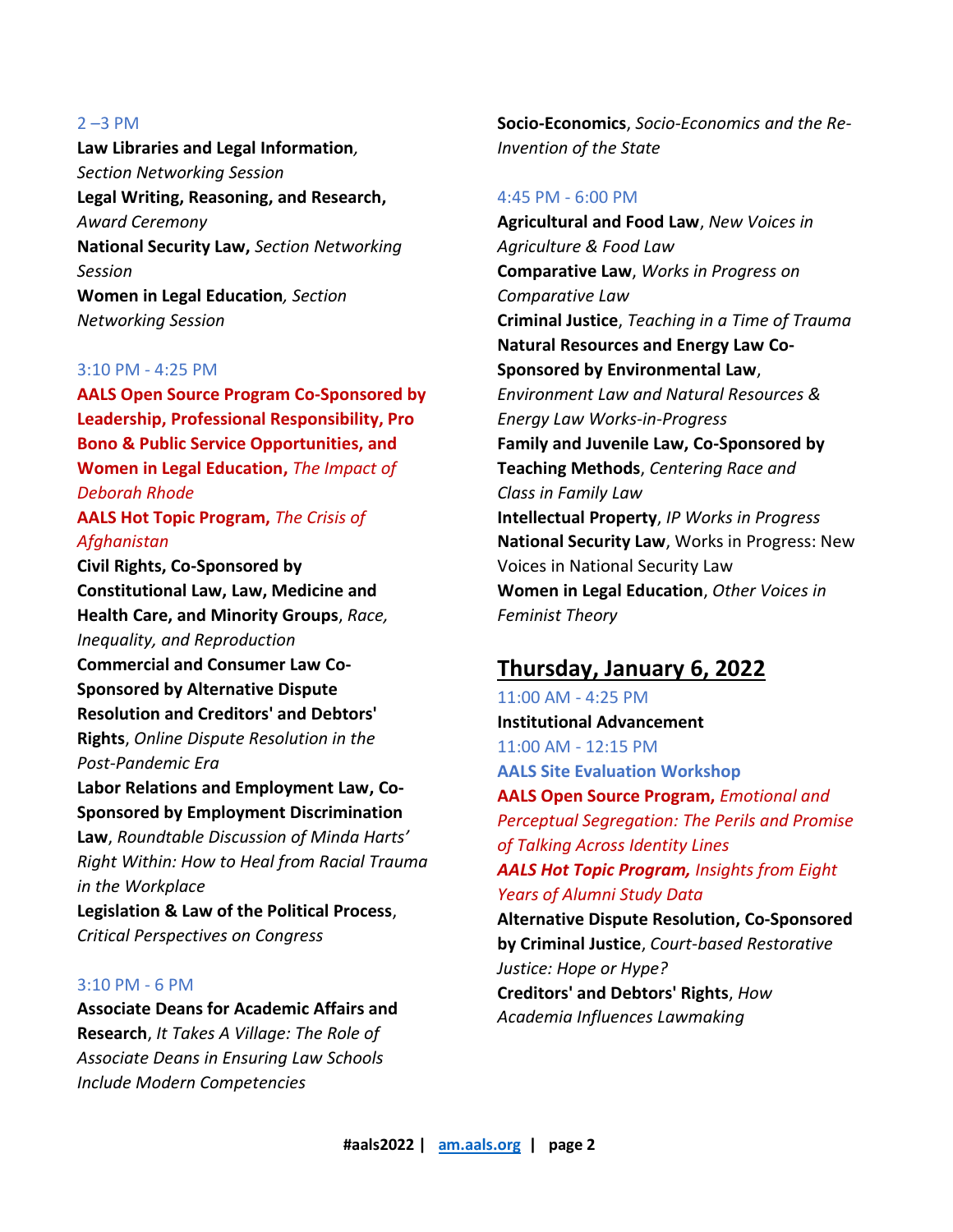2 –3 PM

**Law Libraries and Legal Information***, Section Networking Session*

**Legal Writing, Reasoning, and Research,** *Award Ceremony*

**National Security Law,** *Section Networking Session*

**Women in Legal Education***, Section Networking Session*

3:10 PM - 4:25 PM

**AALS Open Source Program Co-Sponsored by Leadership, Professional Responsibility, Pro Bono & Public Service Opportunities, and Women in Legal Education,** *The Impact of Deborah Rhode*

**AALS Hot Topic Program,** *The Crisis of Afghanistan*

**Civil Rights, Co-Sponsored by Constitutional Law, Law, Medicine and Health Care, and Minority Groups**, *Race, Inequality, and Reproduction*

**Commercial and Consumer Law Co-Sponsored by Alternative Dispute Resolution and Creditors' and Debtors' Rights**, *Online Dispute Resolution in the Post-Pandemic Era*

**Labor Relations and Employment Law, Co-Sponsored by Employment Discrimination Law**, *Roundtable Discussion of Minda Harts' Right Within: How to Heal from Racial Trauma in the Workplace*

**Legislation & Law of the Political Process**, *Critical Perspectives on Congress*

3:10 PM - 6 PM

**Associate Deans for Academic Affairs and Research**, *It Takes A Village: The Role of Associate Deans in Ensuring Law Schools Include Modern Competencies*

**Socio-Economics**, *Socio-Economics and the Re-Invention of the State*

4:45 PM - 6:00 PM

**Agricultural and Food Law**, *New Voices in Agriculture & Food Law*

**Comparative Law**, *Works in Progress on Comparative Law*

**Criminal Justice**, *Teaching in a Time of Trauma*

**Natural Resources and Energy Law Co-Sponsored by Environmental Law**, *Environment Law and Natural Resources & Energy Law Works-in-Progress*

**Family and Juvenile Law, Co-Sponsored by Teaching Methods**, *Centering Race and Class in Family Law*

**Intellectual Property**, *IP Works in Progress*

**National Security Law**, Works in Progress: New Voices in National Security Law

**Women in Legal Education**, *Other Voices in Feminist Theory*

## Thursday, January 6, 2022

11:00 AM - 4:25 PM

**Institutional Advancement**

11:00 AM - 12:15 PM

**AALS Site Evaluation Workshop**

**AALS Open Source Program,** *Emotional and Perceptual Segregation: The Perils and Promise of Talking Across Identity Lines*

***AALS Hot Topic Program,*** *Insights from Eight Years of Alumni Study Data*

**Alternative Dispute Resolution, Co-Sponsored by Criminal Justice**, *Court-based Restorative Justice: Hope or Hype?*

**Creditors' and Debtors' Rights**, *How Academia Influences Lawmaking*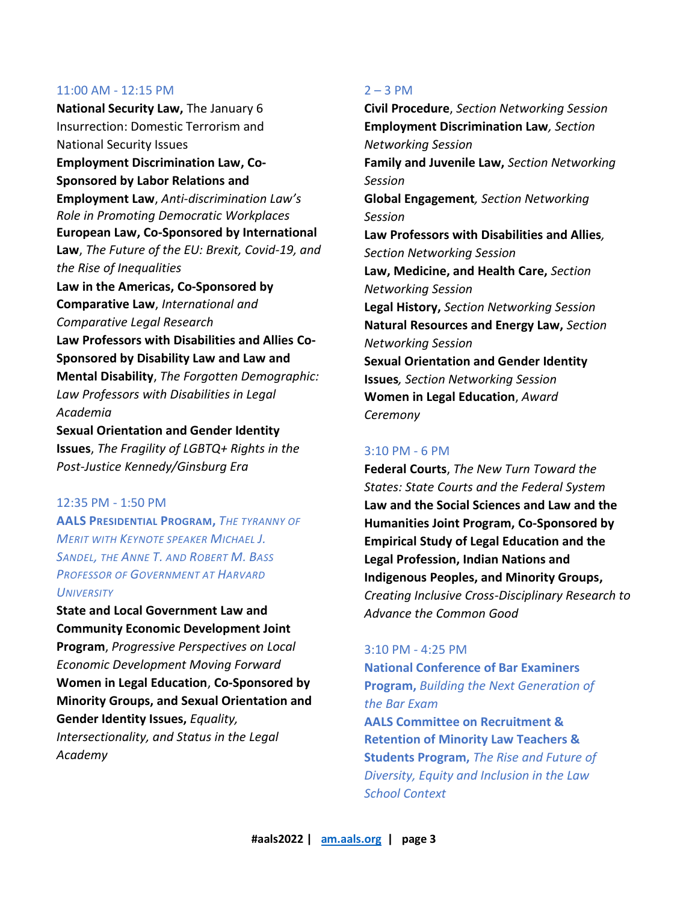11:00 AM - 12:15 PM

**National Security Law,** The January 6 Insurrection: Domestic Terrorism and National Security Issues

**Employment Discrimination Law, Co-Sponsored by Labor Relations and Employment Law**, *Anti-discrimination Law's Role in Promoting Democratic Workplaces*

**European Law, Co-Sponsored by International Law**, *The Future of the EU: Brexit, Covid-19, and the Rise of Inequalities*

**Law in the Americas, Co-Sponsored by Comparative Law**, *International and Comparative Legal Research*

**Law Professors with Disabilities and Allies Co-Sponsored by Disability Law and Law and Mental Disability**, *The Forgotten Demographic: Law Professors with Disabilities in Legal Academia*

**Sexual Orientation and Gender Identity Issues**, *The Fragility of LGBTQ+ Rights in the Post-Justice Kennedy/Ginsburg Era*

12:35 PM - 1:50 PM

**AALS Presidential Program,** *The Tyranny of Merit with Keynote Speaker Michael J. Sandel, the Anne T. and Robert M. Bass Professor of Government at Harvard University*

**State and Local Government Law and Community Economic Development Joint Program**, *Progressive Perspectives on Local Economic Development Moving Forward*

**Women in Legal Education**, **Co-Sponsored by Minority Groups, and Sexual Orientation and Gender Identity Issues,** *Equality, Intersectionality, and Status in the Legal Academy*

2 – 3 PM

**Civil Procedure**, *Section Networking Session*

**Employment Discrimination Law***, Section Networking Session*

**Family and Juvenile Law,** *Section Networking Session*

**Global Engagement***, Section Networking Session*

**Law Professors with Disabilities and Allies***, Section Networking Session*

**Law, Medicine, and Health Care,** *Section Networking Session*

**Legal History,** *Section Networking Session*

**Natural Resources and Energy Law,** *Section Networking Session*

**Sexual Orientation and Gender Identity Issues***, Section Networking Session*

**Women in Legal Education**, *Award Ceremony*

3:10 PM - 6 PM

**Federal Courts**, *The New Turn Toward the States: State Courts and the Federal System*

**Law and the Social Sciences and Law and the Humanities Joint Program, Co-Sponsored by Empirical Study of Legal Education and the Legal Profession, Indian Nations and Indigenous Peoples, and Minority Groups,** *Creating Inclusive Cross-Disciplinary Research to Advance the Common Good*

3:10 PM - 4:25 PM

**National Conference of Bar Examiners Program,** *Building the Next Generation of the Bar Exam*

**AALS Committee on Recruitment & Retention of Minority Law Teachers & Students Program,** *The Rise and Future of Diversity, Equity and Inclusion in the Law School Context*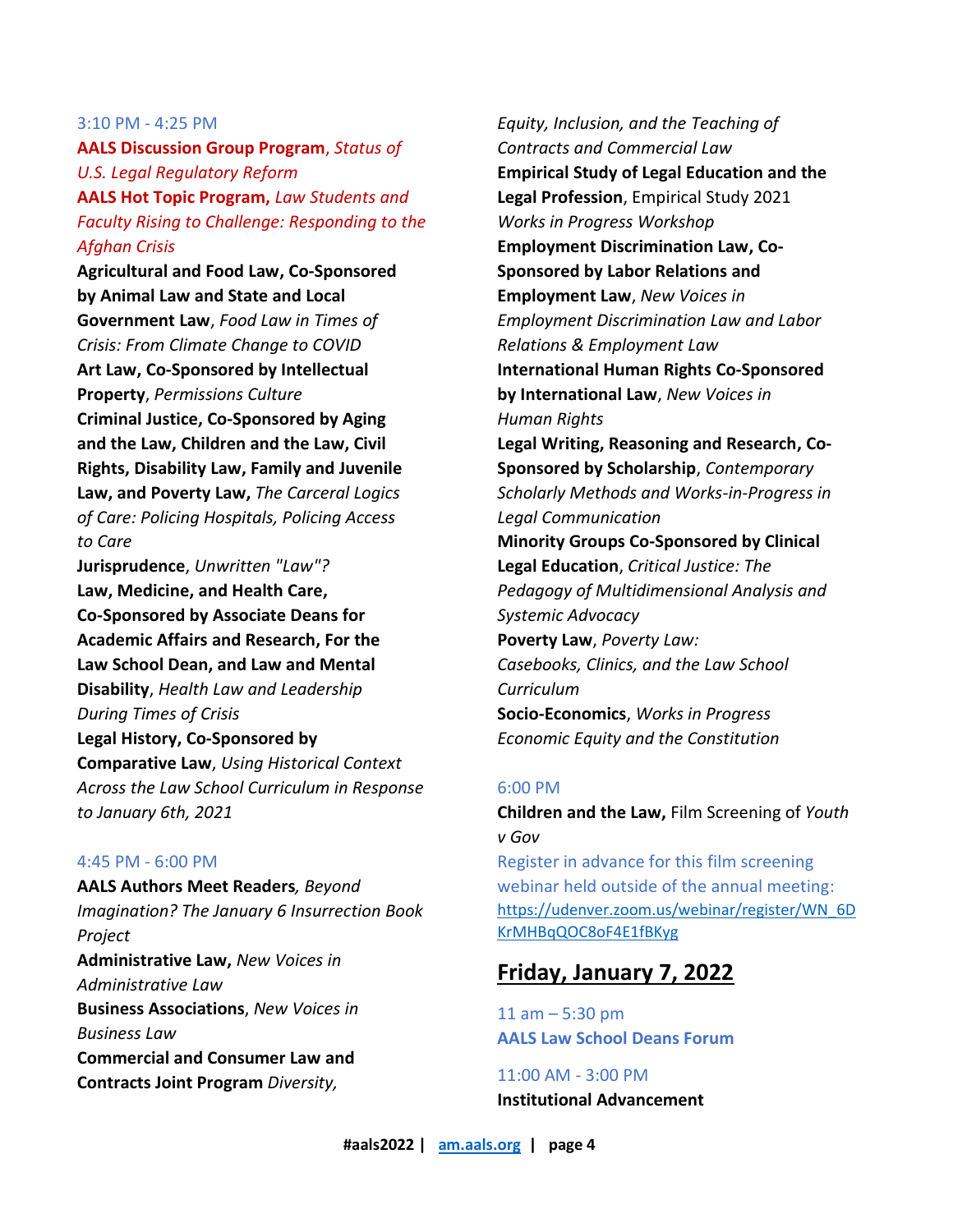3:10 PM - 4:25 PM

**AALS Discussion Group Program**, *Status of U.S. Legal Regulatory Reform*

**AALS Hot Topic Program,** *Law Students and Faculty Rising to Challenge: Responding to the Afghan Crisis*

**Agricultural and Food Law, Co-Sponsored by Animal Law and State and Local Government Law**, *Food Law in Times of Crisis: From Climate Change to COVID*

**Art Law, Co-Sponsored by Intellectual Property**, *Permissions Culture*

**Criminal Justice, Co-Sponsored by Aging and the Law, Children and the Law, Civil Rights, Disability Law, Family and Juvenile Law, and Poverty Law,** *The Carceral Logics of Care: Policing Hospitals, Policing Access to Care*

**Jurisprudence**, *Unwritten "Law"?*

**Law, Medicine, and Health Care, Co-Sponsored by Associate Deans for Academic Affairs and Research, For the Law School Dean, and Law and Mental Disability**, *Health Law and Leadership During Times of Crisis*

**Legal History, Co-Sponsored by Comparative Law**, *Using Historical Context Across the Law School Curriculum in Response to January 6th, 2021*

4:45 PM - 6:00 PM

**AALS Authors Meet Readers***, Beyond Imagination? The January 6 Insurrection Book Project*

**Administrative Law,** *New Voices in Administrative Law*

**Business Associations**, *New Voices in Business Law*

**Commercial and Consumer Law and Contracts Joint Program** *Diversity, Equity, Inclusion, and the Teaching of Contracts and Commercial Law*

**Empirical Study of Legal Education and the Legal Profession**, Empirical Study 2021 *Works in Progress Workshop*

**Employment Discrimination Law, Co-Sponsored by Labor Relations and Employment Law**, *New Voices in Employment Discrimination Law and Labor Relations & Employment Law*

**International Human Rights Co-Sponsored by International Law**, *New Voices in Human Rights*

**Legal Writing, Reasoning and Research, Co-Sponsored by Scholarship**, *Contemporary Scholarly Methods and Works-in-Progress in Legal Communication*

**Minority Groups Co-Sponsored by Clinical Legal Education**, *Critical Justice: The Pedagogy of Multidimensional Analysis and Systemic Advocacy*

**Poverty Law**, *Poverty Law: Casebooks, Clinics, and the Law School Curriculum*

**Socio-Economics**, *Works in Progress Economic Equity and the Constitution*

6:00 PM

**Children and the Law,** Film Screening of *Youth v Gov*

Register in advance for this film screening webinar held outside of the annual meeting: https://udenver.zoom.us/webinar/register/WN_6DKrMHBqQOC8oF4E1fBKyg

## Friday, January 7, 2022

11 am – 5:30 pm

**AALS Law School Deans Forum**

11:00 AM - 3:00 PM

**Institutional Advancement**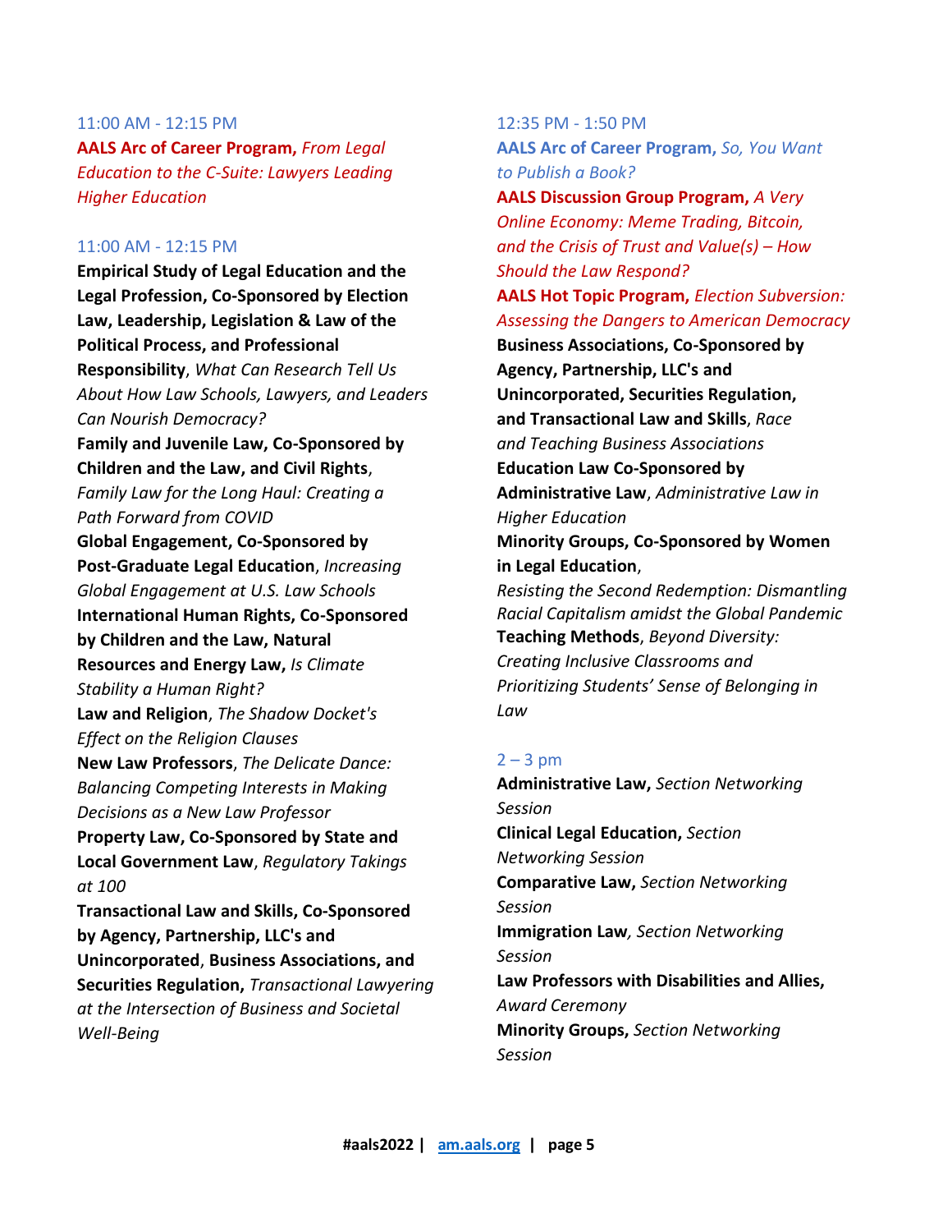11:00 AM - 12:15 PM

**AALS Arc of Career Program,** *From Legal Education to the C-Suite: Lawyers Leading Higher Education*

11:00 AM - 12:15 PM

**Empirical Study of Legal Education and the Legal Profession, Co-Sponsored by Election Law, Leadership, Legislation & Law of the Political Process, and Professional Responsibility**, *What Can Research Tell Us About How Law Schools, Lawyers, and Leaders Can Nourish Democracy?*

**Family and Juvenile Law, Co-Sponsored by Children and the Law, and Civil Rights**, *Family Law for the Long Haul: Creating a Path Forward from COVID*

**Global Engagement, Co-Sponsored by Post-Graduate Legal Education**, *Increasing Global Engagement at U.S. Law Schools*

**International Human Rights, Co-Sponsored by Children and the Law, Natural Resources and Energy Law,** *Is Climate Stability a Human Right?*

**Law and Religion**, *The Shadow Docket's Effect on the Religion Clauses*

**New Law Professors**, *The Delicate Dance: Balancing Competing Interests in Making Decisions as a New Law Professor*

**Property Law, Co-Sponsored by State and Local Government Law**, *Regulatory Takings at 100*

**Transactional Law and Skills, Co-Sponsored by Agency, Partnership, LLC's and Unincorporated**, **Business Associations, and Securities Regulation,** *Transactional Lawyering at the Intersection of Business and Societal Well-Being*

12:35 PM - 1:50 PM

**AALS Arc of Career Program,** *So, You Want to Publish a Book?*

**AALS Discussion Group Program,** *A Very Online Economy: Meme Trading, Bitcoin, and the Crisis of Trust and Value(s) – How Should the Law Respond?*

**AALS Hot Topic Program,** *Election Subversion: Assessing the Dangers to American Democracy*

**Business Associations, Co-Sponsored by Agency, Partnership, LLC's and Unincorporated, Securities Regulation, and Transactional Law and Skills**, *Race and Teaching Business Associations*

**Education Law Co-Sponsored by Administrative Law**, *Administrative Law in Higher Education*

**Minority Groups, Co-Sponsored by Women in Legal Education**, *Resisting the Second Redemption: Dismantling Racial Capitalism amidst the Global Pandemic*

**Teaching Methods**, *Beyond Diversity: Creating Inclusive Classrooms and Prioritizing Students' Sense of Belonging in Law*

2 – 3 pm

**Administrative Law,** *Section Networking Session*

**Clinical Legal Education,** *Section Networking Session*

**Comparative Law,** *Section Networking Session*

**Immigration Law***, Section Networking Session*

**Law Professors with Disabilities and Allies,** *Award Ceremony*

**Minority Groups,** *Section Networking Session*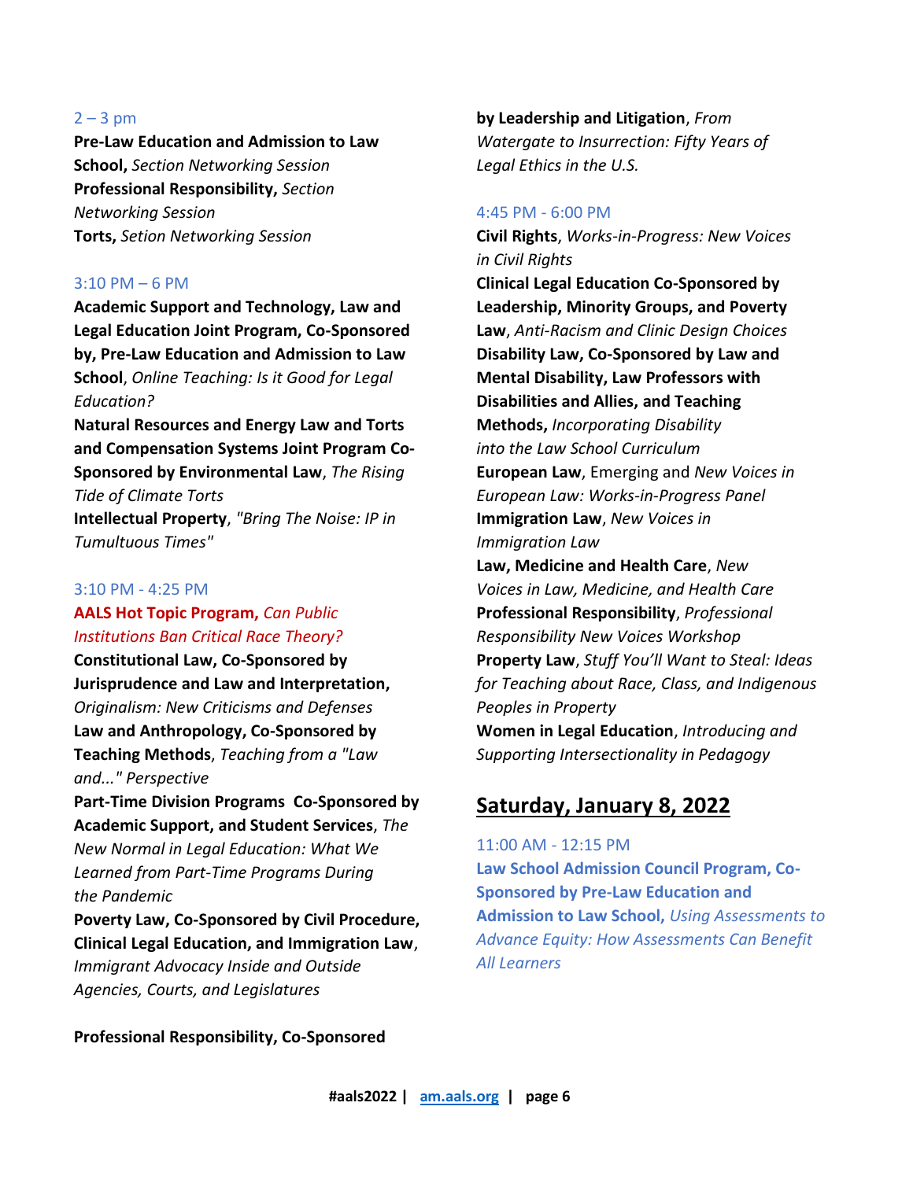2 – 3 pm

**Pre-Law Education and Admission to Law School,** *Section Networking Session*
**Professional Responsibility,** *Section Networking Session*
**Torts,** *Setion Networking Session*

3:10 PM – 6 PM

**Academic Support and Technology, Law and Legal Education Joint Program, Co-Sponsored by, Pre-Law Education and Admission to Law School**, *Online Teaching: Is it Good for Legal Education?*
**Natural Resources and Energy Law and Torts and Compensation Systems Joint Program Co-Sponsored by Environmental Law**, *The Rising Tide of Climate Torts*
**Intellectual Property**, *"Bring The Noise: IP in Tumultuous Times"*

3:10 PM - 4:25 PM

**AALS Hot Topic Program,** *Can Public Institutions Ban Critical Race Theory?*
**Constitutional Law, Co-Sponsored by Jurisprudence and Law and Interpretation,** *Originalism: New Criticisms and Defenses*
**Law and Anthropology, Co-Sponsored by Teaching Methods**, *Teaching from a "Law and..." Perspective*
**Part-Time Division Programs Co-Sponsored by Academic Support, and Student Services**, *The New Normal in Legal Education: What We Learned from Part-Time Programs During the Pandemic*
**Poverty Law, Co-Sponsored by Civil Procedure, Clinical Legal Education, and Immigration Law**, *Immigrant Advocacy Inside and Outside Agencies, Courts, and Legislatures*

**Professional Responsibility, Co-Sponsored by Leadership and Litigation**, *From Watergate to Insurrection: Fifty Years of Legal Ethics in the U.S.*

4:45 PM - 6:00 PM

**Civil Rights**, *Works-in-Progress: New Voices in Civil Rights*
**Clinical Legal Education Co-Sponsored by Leadership, Minority Groups, and Poverty Law**, *Anti-Racism and Clinic Design Choices*
**Disability Law, Co-Sponsored by Law and Mental Disability, Law Professors with Disabilities and Allies, and Teaching Methods,** *Incorporating Disability into the Law School Curriculum*
**European Law**, Emerging and *New Voices in European Law: Works-in-Progress Panel*
**Immigration Law**, *New Voices in Immigration Law*
**Law, Medicine and Health Care**, *New Voices in Law, Medicine, and Health Care*
**Professional Responsibility**, *Professional Responsibility New Voices Workshop*
**Property Law**, *Stuff You'll Want to Steal: Ideas for Teaching about Race, Class, and Indigenous Peoples in Property*
**Women in Legal Education**, *Introducing and Supporting Intersectionality in Pedagogy*

## Saturday, January 8, 2022

11:00 AM - 12:15 PM

**Law School Admission Council Program, Co-Sponsored by Pre-Law Education and Admission to Law School,** *Using Assessments to Advance Equity: How Assessments Can Benefit All Learners*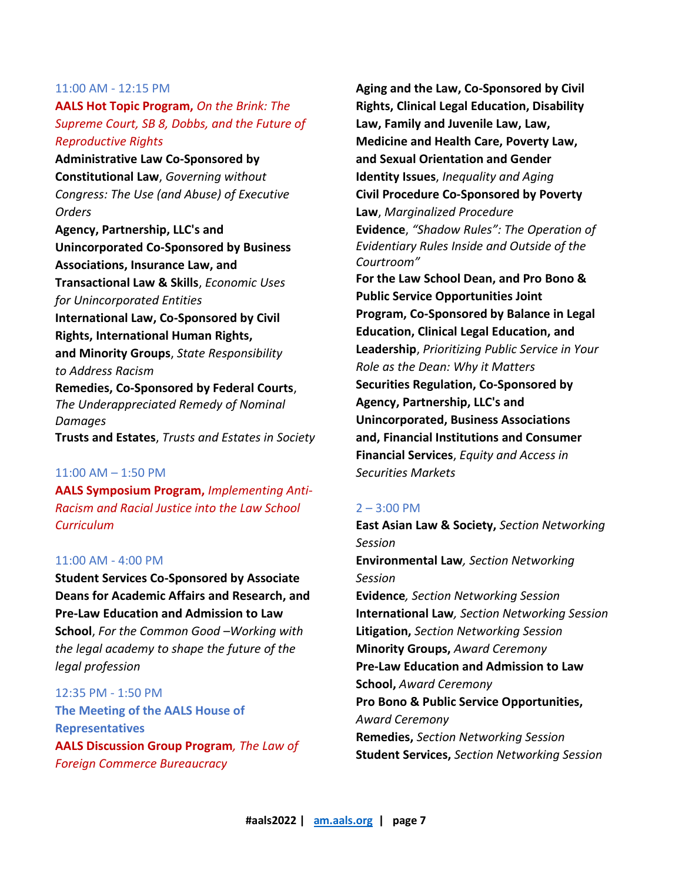11:00 AM - 12:15 PM

**AALS Hot Topic Program,** *On the Brink: The Supreme Court, SB 8, Dobbs, and the Future of Reproductive Rights*

**Administrative Law Co-Sponsored by Constitutional Law**, *Governing without Congress: The Use (and Abuse) of Executive Orders*

**Agency, Partnership, LLC's and Unincorporated Co-Sponsored by Business Associations, Insurance Law, and Transactional Law & Skills**, *Economic Uses for Unincorporated Entities*

**International Law, Co-Sponsored by Civil Rights, International Human Rights, and Minority Groups**, *State Responsibility to Address Racism*

**Remedies, Co-Sponsored by Federal Courts**, *The Underappreciated Remedy of Nominal Damages*

**Trusts and Estates**, *Trusts and Estates in Society*

11:00 AM – 1:50 PM

**AALS Symposium Program,** *Implementing Anti-Racism and Racial Justice into the Law School Curriculum*

11:00 AM - 4:00 PM

**Student Services Co-Sponsored by Associate Deans for Academic Affairs and Research, and Pre-Law Education and Admission to Law School**, *For the Common Good –Working with the legal academy to shape the future of the legal profession*

12:35 PM - 1:50 PM

**The Meeting of the AALS House of Representatives**

**AALS Discussion Group Program***, The Law of Foreign Commerce Bureaucracy*

**Aging and the Law, Co-Sponsored by Civil Rights, Clinical Legal Education, Disability Law, Family and Juvenile Law, Law, Medicine and Health Care, Poverty Law, and Sexual Orientation and Gender Identity Issues**, *Inequality and Aging*

**Civil Procedure Co-Sponsored by Poverty Law**, *Marginalized Procedure*

**Evidence**, *"Shadow Rules": The Operation of Evidentiary Rules Inside and Outside of the Courtroom"*

**For the Law School Dean, and Pro Bono & Public Service Opportunities Joint Program, Co-Sponsored by Balance in Legal Education, Clinical Legal Education, and Leadership**, *Prioritizing Public Service in Your Role as the Dean: Why it Matters*

**Securities Regulation, Co-Sponsored by Agency, Partnership, LLC's and Unincorporated, Business Associations and, Financial Institutions and Consumer Financial Services**, *Equity and Access in Securities Markets*

2 – 3:00 PM

**East Asian Law & Society,** *Section Networking Session*

**Environmental Law***, Section Networking Session*

**Evidence***, Section Networking Session*

**International Law***, Section Networking Session*

**Litigation,** *Section Networking Session*

**Minority Groups,** *Award Ceremony*

**Pre-Law Education and Admission to Law School,** *Award Ceremony*

**Pro Bono & Public Service Opportunities,** *Award Ceremony*

**Remedies,** *Section Networking Session*

**Student Services,** *Section Networking Session*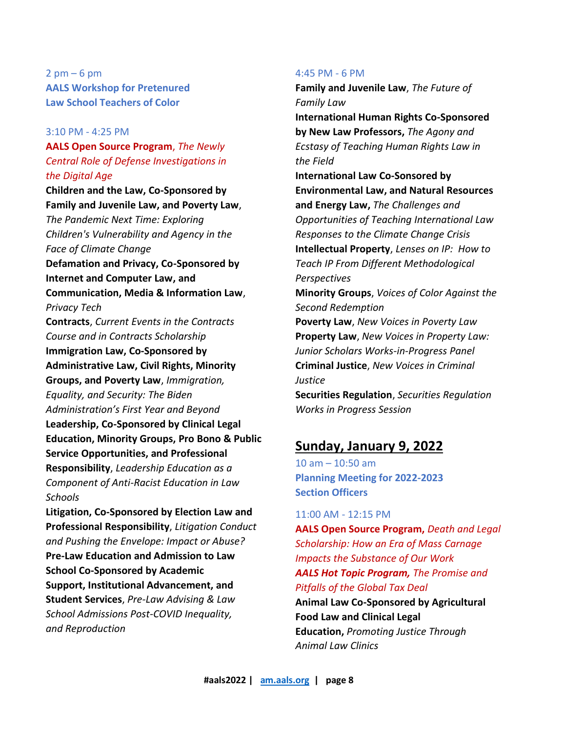2 pm – 6 pm
**AALS Workshop for Pretenured Law School Teachers of Color**

3:10 PM - 4:25 PM

**AALS Open Source Program**, *The Newly Central Role of Defense Investigations in the Digital Age*

**Children and the Law, Co-Sponsored by Family and Juvenile Law, and Poverty Law**, *The Pandemic Next Time: Exploring Children's Vulnerability and Agency in the Face of Climate Change*

**Defamation and Privacy, Co-Sponsored by Internet and Computer Law, and Communication, Media & Information Law**, *Privacy Tech*

**Contracts**, *Current Events in the Contracts Course and in Contracts Scholarship*

**Immigration Law, Co-Sponsored by Administrative Law, Civil Rights, Minority Groups, and Poverty Law**, *Immigration, Equality, and Security: The Biden Administration's First Year and Beyond*

**Leadership, Co-Sponsored by Clinical Legal Education, Minority Groups, Pro Bono & Public Service Opportunities, and Professional Responsibility**, *Leadership Education as a Component of Anti-Racist Education in Law Schools*

**Litigation, Co-Sponsored by Election Law and Professional Responsibility**, *Litigation Conduct and Pushing the Envelope: Impact or Abuse?*

**Pre-Law Education and Admission to Law School Co-Sponsored by Academic Support, Institutional Advancement, and Student Services**, *Pre-Law Advising & Law School Admissions Post-COVID Inequality, and Reproduction*

4:45 PM - 6 PM

**Family and Juvenile Law**, *The Future of Family Law*

**International Human Rights Co-Sponsored by New Law Professors,** *The Agony and Ecstasy of Teaching Human Rights Law in the Field*

**International Law Co-Sonsored by Environmental Law, and Natural Resources and Energy Law,** *The Challenges and Opportunities of Teaching International Law Responses to the Climate Change Crisis*

**Intellectual Property**, *Lenses on IP: How to Teach IP From Different Methodological Perspectives*

**Minority Groups**, *Voices of Color Against the Second Redemption*

**Poverty Law**, *New Voices in Poverty Law*

**Property Law**, *New Voices in Property Law: Junior Scholars Works-in-Progress Panel*

**Criminal Justice**, *New Voices in Criminal Justice*

**Securities Regulation**, *Securities Regulation Works in Progress Session*

## Sunday, January 9, 2022

10 am – 10:50 am
**Planning Meeting for 2022-2023 Section Officers**

11:00 AM - 12:15 PM

**AALS Open Source Program,** *Death and Legal Scholarship: How an Era of Mass Carnage Impacts the Substance of Our Work*

***AALS Hot Topic Program,*** *The Promise and Pitfalls of the Global Tax Deal*

**Animal Law Co-Sponsored by Agricultural Food Law and Clinical Legal Education,** *Promoting Justice Through Animal Law Clinics*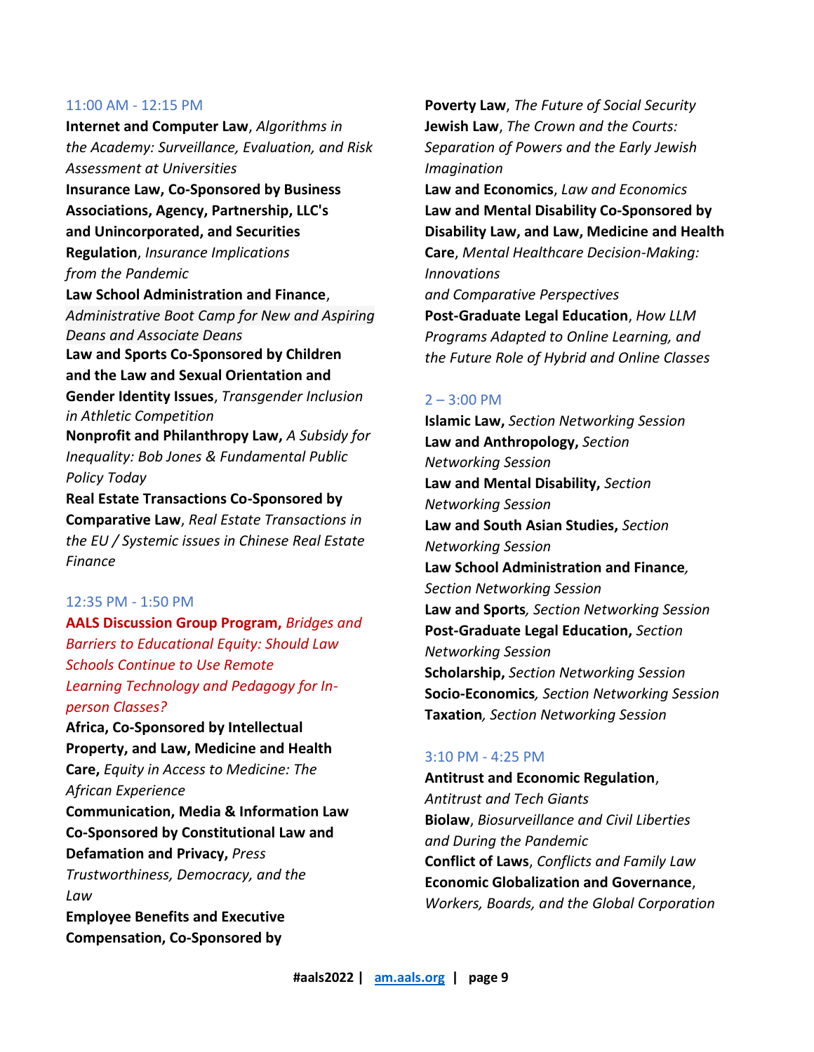11:00 AM - 12:15 PM

**Internet and Computer Law**, *Algorithms in the Academy: Surveillance, Evaluation, and Risk Assessment at Universities*

**Insurance Law, Co-Sponsored by Business Associations, Agency, Partnership, LLC's and Unincorporated, and Securities Regulation**, *Insurance Implications from the Pandemic*

**Law School Administration and Finance**, *Administrative Boot Camp for New and Aspiring Deans and Associate Deans*

**Law and Sports Co-Sponsored by Children and the Law and Sexual Orientation and Gender Identity Issues**, *Transgender Inclusion in Athletic Competition*

**Nonprofit and Philanthropy Law,** *A Subsidy for Inequality: Bob Jones & Fundamental Public Policy Today*

**Real Estate Transactions Co-Sponsored by Comparative Law**, *Real Estate Transactions in the EU / Systemic issues in Chinese Real Estate Finance*

12:35 PM - 1:50 PM

**AALS Discussion Group Program,** *Bridges and Barriers to Educational Equity: Should Law Schools Continue to Use Remote Learning Technology and Pedagogy for In-person Classes?*

**Africa, Co-Sponsored by Intellectual Property, and Law, Medicine and Health Care,** *Equity in Access to Medicine: The African Experience*

**Communication, Media & Information Law Co-Sponsored by Constitutional Law and Defamation and Privacy,** *Press Trustworthiness, Democracy, and the Law*

**Employee Benefits and Executive Compensation, Co-Sponsored by Poverty Law**, *The Future of Social Security*

**Jewish Law**, *The Crown and the Courts: Separation of Powers and the Early Jewish Imagination*

**Law and Economics**, *Law and Economics*

**Law and Mental Disability Co-Sponsored by Disability Law, and Law, Medicine and Health Care**, *Mental Healthcare Decision-Making: Innovations and Comparative Perspectives*

**Post-Graduate Legal Education**, *How LLM Programs Adapted to Online Learning, and the Future Role of Hybrid and Online Classes*

2 – 3:00 PM

**Islamic Law,** *Section Networking Session*

**Law and Anthropology,** *Section Networking Session*

**Law and Mental Disability,** *Section Networking Session*

**Law and South Asian Studies,** *Section Networking Session*

**Law School Administration and Finance**, *Section Networking Session*

**Law and Sports**, *Section Networking Session*

**Post-Graduate Legal Education,** *Section Networking Session*

**Scholarship,** *Section Networking Session*

**Socio-Economics**, *Section Networking Session*

**Taxation**, *Section Networking Session*

3:10 PM - 4:25 PM

**Antitrust and Economic Regulation**, *Antitrust and Tech Giants*

**Biolaw**, *Biosurveillance and Civil Liberties and During the Pandemic*

**Conflict of Laws**, *Conflicts and Family Law*

**Economic Globalization and Governance**, *Workers, Boards, and the Global Corporation*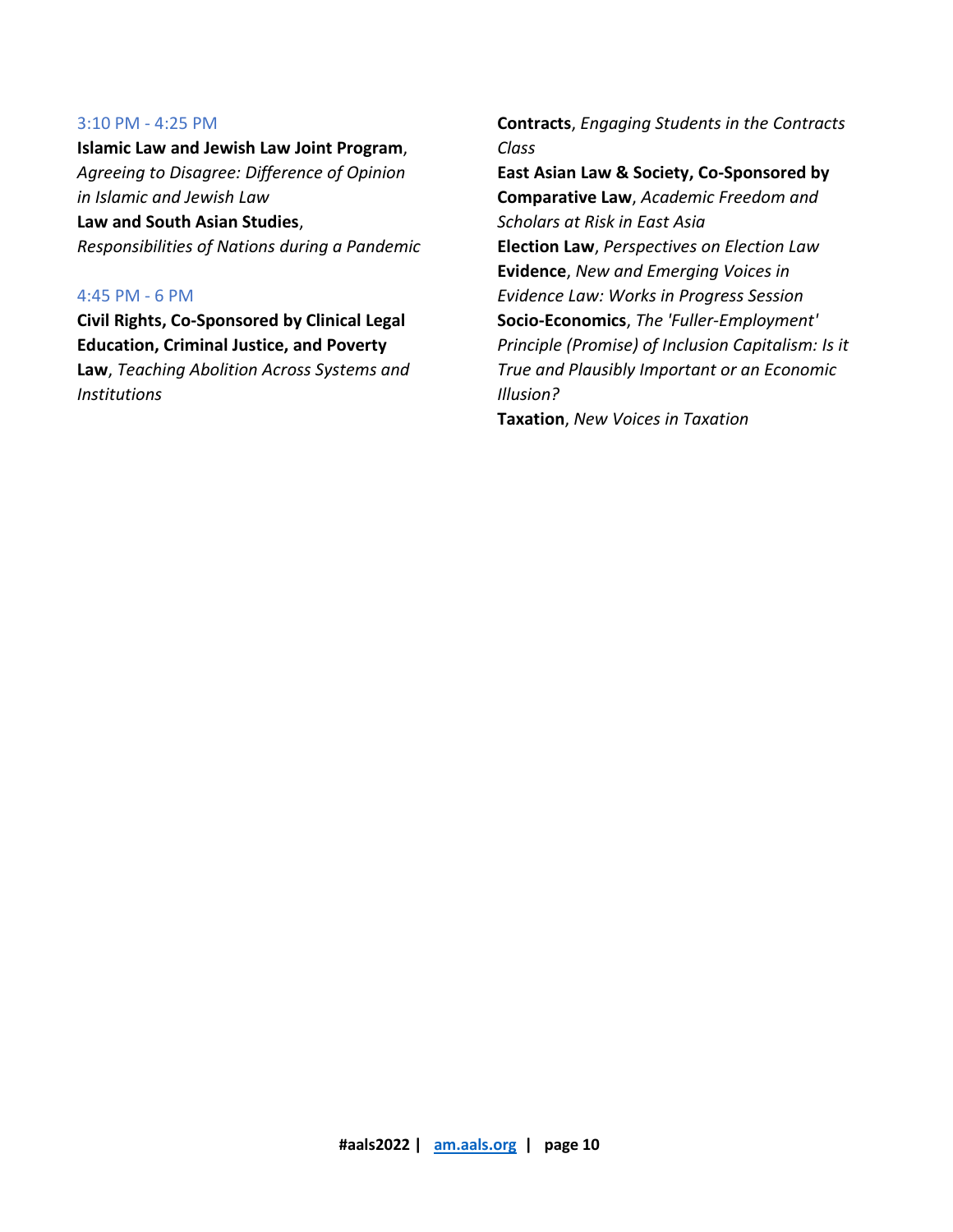### 3:10 PM - 4:25 PM

**Islamic Law and Jewish Law Joint Program**, *Agreeing to Disagree: Difference of Opinion in Islamic and Jewish Law*

**Law and South Asian Studies**, *Responsibilities of Nations during a Pandemic*

### 4:45 PM - 6 PM

**Civil Rights, Co-Sponsored by Clinical Legal Education, Criminal Justice, and Poverty Law**, *Teaching Abolition Across Systems and Institutions*

**Contracts**, *Engaging Students in the Contracts Class*

**East Asian Law & Society, Co-Sponsored by Comparative Law**, *Academic Freedom and Scholars at Risk in East Asia*

**Election Law**, *Perspectives on Election Law*

**Evidence**, *New and Emerging Voices in Evidence Law: Works in Progress Session*

**Socio-Economics**, *The 'Fuller-Employment' Principle (Promise) of Inclusion Capitalism: Is it True and Plausibly Important or an Economic Illusion?*

**Taxation**, *New Voices in Taxation*